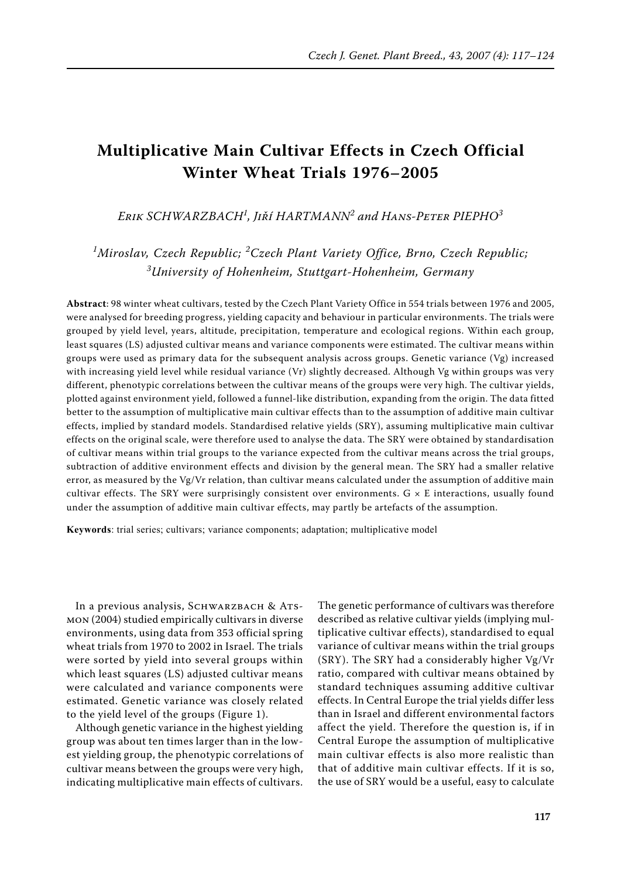# Multiplicative Main Cultivar Effects in Czech Official Winter Wheat Trials 1976–2005

*Erik SCHWARZBACH[1], Jiří HARTMANN[2] and Hans-Peter PIEPHO[3]*

*[1]Miroslav, Czech Republic; [2]Czech Plant Variety Office, Brno, Czech Republic; [3]University of Hohenheim, Stuttgart-Hohenheim, Germany*

**Abstract**: 98 winter wheat cultivars, tested by the Czech Plant Variety Office in 554 trials between 1976 and 2005, were analysed for breeding progress, yielding capacity and behaviour in particular environments. The trials were grouped by yield level, years, altitude, precipitation, temperature and ecological regions. Within each group, least squares (LS) adjusted cultivar means and variance components were estimated. The cultivar means within groups were used as primary data for the subsequent analysis across groups. Genetic variance (Vg) increased with increasing yield level while residual variance (Vr) slightly decreased. Although Vg within groups was very different, phenotypic correlations between the cultivar means of the groups were very high. The cultivar yields, plotted against environment yield, followed a funnel-like distribution, expanding from the origin. The data fitted better to the assumption of multiplicative main cultivar effects than to the assumption of additive main cultivar effects, implied by standard models. Standardised relative yields (SRY), assuming multiplicative main cultivar effects on the original scale, were therefore used to analyse the data. The SRY were obtained by standardisation of cultivar means within trial groups to the variance expected from the cultivar means across the trial groups, subtraction of additive environment effects and division by the general mean. The SRY had a smaller relative error, as measured by the Vg/Vr relation, than cultivar means calculated under the assumption of additive main cultivar effects. The SRY were surprisingly consistent over environments. G × E interactions, usually found under the assumption of additive main cultivar effects, may partly be artefacts of the assumption.

**Keywords**: trial series; cultivars; variance components; adaptation; multiplicative model

In a previous analysis, Schwarzbach & Atsmon (2004) studied empirically cultivars in diverse environments, using data from 353 official spring wheat trials from 1970 to 2002 in Israel. The trials were sorted by yield into several groups within which least squares (LS) adjusted cultivar means were calculated and variance components were estimated. Genetic variance was closely related to the yield level of the groups (Figure 1).

Although genetic variance in the highest yielding group was about ten times larger than in the lowest yielding group, the phenotypic correlations of cultivar means between the groups were very high, indicating multiplicative main effects of cultivars. The genetic performance of cultivars was therefore described as relative cultivar yields (implying multiplicative cultivar effects), standardised to equal variance of cultivar means within the trial groups (SRY). The SRY had a considerably higher Vg/Vr ratio, compared with cultivar means obtained by standard techniques assuming additive cultivar effects. In Central Europe the trial yields differ less than in Israel and different environmental factors affect the yield. Therefore the question is, if in Central Europe the assumption of multiplicative main cultivar effects is also more realistic than that of additive main cultivar effects. If it is so, the use of SRY would be a useful, easy to calculate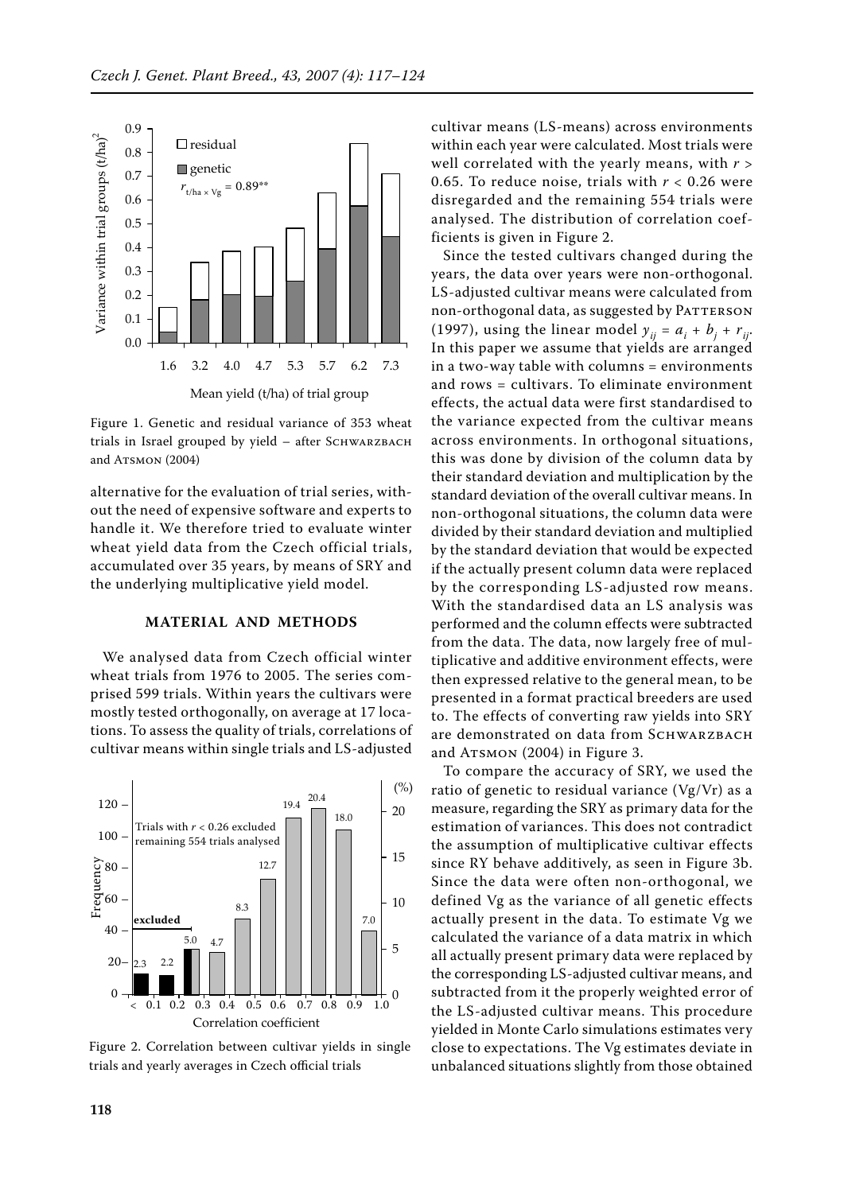Figure 1. Genetic and residual variance of 353 wheat trials in Israel grouped by yield – after Schwarzbach and Atsmon (2004)

alternative for the evaluation of trial series, without the need of expensive software and experts to handle it. We therefore tried to evaluate winter wheat yield data from the Czech official trials, accumulated over 35 years, by means of SRY and the underlying multiplicative yield model.

## MATERIAL AND METHODS

We analysed data from Czech official winter wheat trials from 1976 to 2005. The series comprised 599 trials. Within years the cultivars were mostly tested orthogonally, on average at 17 locations. To assess the quality of trials, correlations of cultivar means within single trials and LS-adjusted cultivar means (LS-means) across environments within each year were calculated. Most trials were well correlated with the yearly means, with $r > 0.65$. To reduce noise, trials with $r < 0.26$ were disregarded and the remaining 554 trials were analysed. The distribution of correlation coefficients is given in Figure 2.

Figure 2. Correlation between cultivar yields in single trials and yearly averages in Czech official trials

Since the tested cultivars changed during the years, the data over years were non-orthogonal. LS-adjusted cultivar means were calculated from non-orthogonal data, as suggested by Patterson (1997), using the linear model $y_{ij} = a_i + b_j + r_{ij}$. In this paper we assume that yields are arranged in a two-way table with columns = environments and rows = cultivars. To eliminate environment effects, the actual data were first standardised to the variance expected from the cultivar means across environments. In orthogonal situations, this was done by division of the column data by their standard deviation and multiplication by the standard deviation of the overall cultivar means. In non-orthogonal situations, the column data were divided by their standard deviation and multiplied by the standard deviation that would be expected if the actually present column data were replaced by the corresponding LS-adjusted row means. With the standardised data an LS analysis was performed and the column effects were subtracted from the data. The data, now largely free of multiplicative and additive environment effects, were then expressed relative to the general mean, to be presented in a format practical breeders are used to. The effects of converting raw yields into SRY are demonstrated on data from Schwarzbach and Atsmon (2004) in Figure 3.

To compare the accuracy of SRY, we used the ratio of genetic to residual variance (Vg/Vr) as a measure, regarding the SRY as primary data for the estimation of variances. This does not contradict the assumption of multiplicative cultivar effects since RY behave additively, as seen in Figure 3b. Since the data were often non-orthogonal, we defined Vg as the variance of all genetic effects actually present in the data. To estimate Vg we calculated the variance of a data matrix in which all actually present primary data were replaced by the corresponding LS-adjusted cultivar means, and subtracted from it the properly weighted error of the LS-adjusted cultivar means. This procedure yielded in Monte Carlo simulations estimates very close to expectations. The Vg estimates deviate in unbalanced situations slightly from those obtained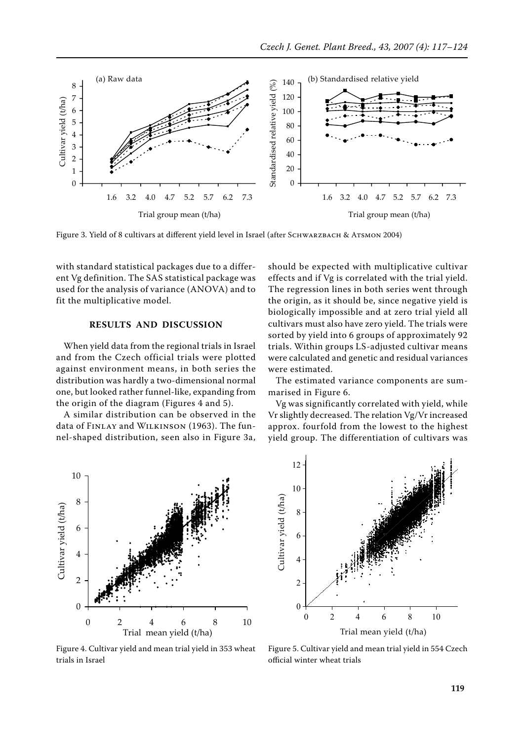Figure 3. Yield of 8 cultivars at different yield level in Israel (after Schwarzbach & Atsmon 2004)

with standard statistical packages due to a different Vg definition. The SAS statistical package was used for the analysis of variance (ANOVA) and to fit the multiplicative model.

## RESULTS AND DISCUSSION

When yield data from the regional trials in Israel and from the Czech official trials were plotted against environment means, in both series the distribution was hardly a two-dimensional normal one, but looked rather funnel-like, expanding from the origin of the diagram (Figures 4 and 5).

A similar distribution can be observed in the data of Finlay and Wilkinson (1963). The funnel-shaped distribution, seen also in Figure 3a, should be expected with multiplicative cultivar effects and if Vg is correlated with the trial yield. The regression lines in both series went through the origin, as it should be, since negative yield is biologically impossible and at zero trial yield all cultivars must also have zero yield. The trials were sorted by yield into 6 groups of approximately 92 trials. Within groups LS-adjusted cultivar means were calculated and genetic and residual variances were estimated.

The estimated variance components are summarised in Figure 6.

Vg was significantly correlated with yield, while Vr slightly decreased. The relation Vg/Vr increased approx. fourfold from the lowest to the highest yield group. The differentiation of cultivars was

Figure 4. Cultivar yield and mean trial yield in 353 wheat trials in Israel

Figure 5. Cultivar yield and mean trial yield in 554 Czech official winter wheat trials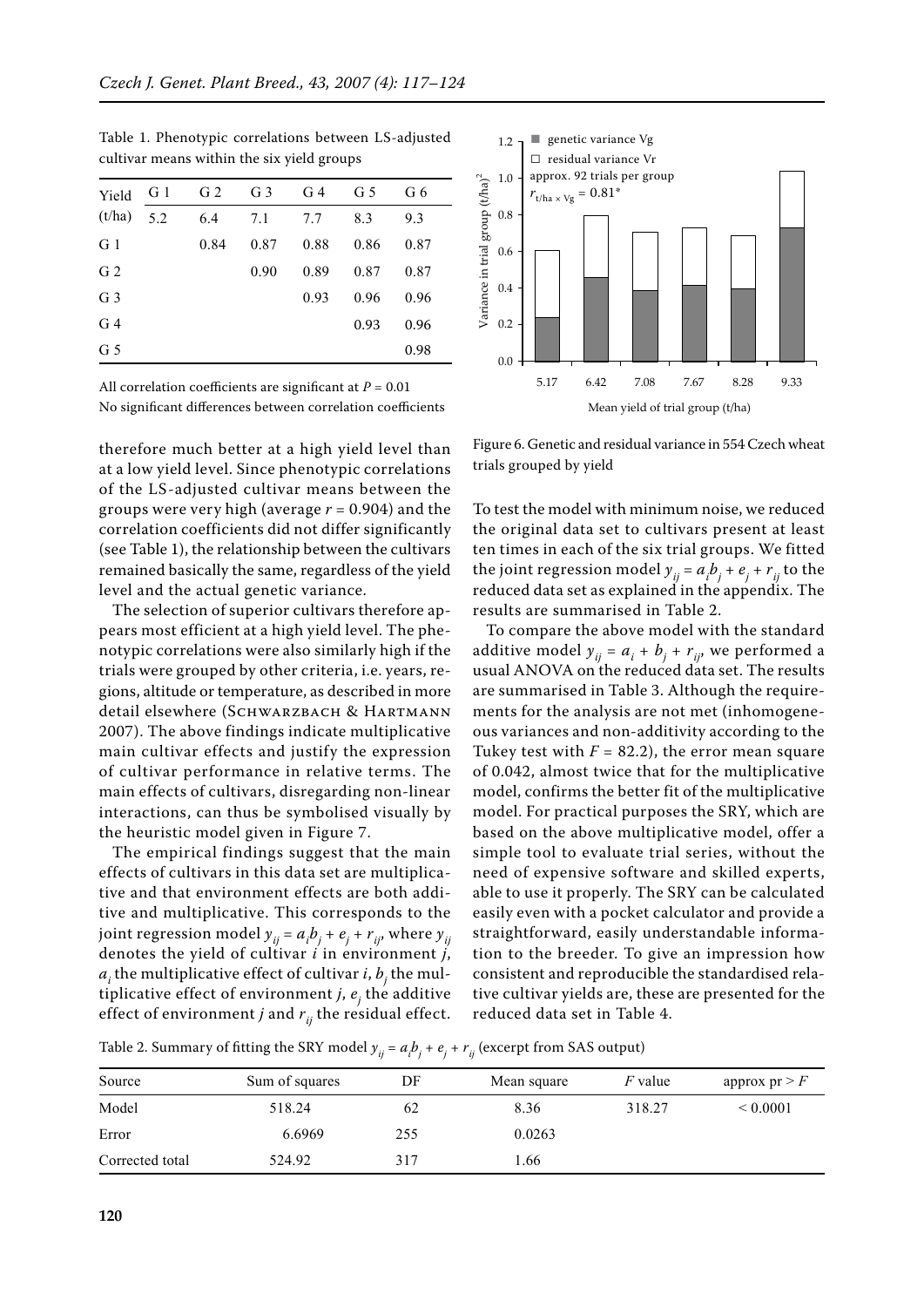Table 1. Phenotypic correlations between LS-adjusted cultivar means within the six yield groups

| Yield (t/ha) | G 1 5.2 | G 2 6.4 | G 3 7.1 | G 4 7.7 | G 5 8.3 | G 6 9.3 |
|---|---|---|---|---|---|---|
| G 1 | | 0.84 | 0.87 | 0.88 | 0.86 | 0.87 |
| G 2 | | | 0.90 | 0.89 | 0.87 | 0.87 |
| G 3 | | | | 0.93 | 0.96 | 0.96 |
| G 4 | | | | | 0.93 | 0.96 |
| G 5 | | | | | | 0.98 |

All correlation coefficients are significant at $P = 0.01$
No significant differences between correlation coefficients

Figure 6. Genetic and residual variance in 554 Czech wheat trials grouped by yield

therefore much better at a high yield level than at a low yield level. Since phenotypic correlations of the LS-adjusted cultivar means between the groups were very high (average $r = 0.904$) and the correlation coefficients did not differ significantly (see Table 1), the relationship between the cultivars remained basically the same, regardless of the yield level and the actual genetic variance.

The selection of superior cultivars therefore appears most efficient at a high yield level. The phenotypic correlations were also similarly high if the trials were grouped by other criteria, i.e. years, regions, altitude or temperature, as described in more detail elsewhere (Schwarzbach & Hartmann 2007). The above findings indicate multiplicative main cultivar effects and justify the expression of cultivar performance in relative terms. The main effects of cultivars, disregarding non-linear interactions, can thus be symbolised visually by the heuristic model given in Figure 7.

The empirical findings suggest that the main effects of cultivars in this data set are multiplicative and that environment effects are both additive and multiplicative. This corresponds to the joint regression model $y_{ij} = a_i b_j + e_j + r_{ij}$, where $y_{ij}$ denotes the yield of cultivar $i$ in environment $j$, $a_i$ the multiplicative effect of cultivar $i$, $b_j$ the multiplicative effect of environment $j$, $e_j$ the additive effect of environment $j$ and $r_{ij}$ the residual effect.

To test the model with minimum noise, we reduced the original data set to cultivars present at least ten times in each of the six trial groups. We fitted the joint regression model $y_{ij} = a_i b_j + e_j + r_{ij}$ to the reduced data set as explained in the appendix. The results are summarised in Table 2.

To compare the above model with the standard additive model $y_{ij} = a_i + b_j + r_{ij}$, we performed a usual ANOVA on the reduced data set. The results are summarised in Table 3. Although the requirements for the analysis are not met (inhomogeneous variances and non-additivity according to the Tukey test with $F = 82.2$), the error mean square of 0.042, almost twice that for the multiplicative model, confirms the better fit of the multiplicative model. For practical purposes the SRY, which are based on the above multiplicative model, offer a simple tool to evaluate trial series, without the need of expensive software and skilled experts, able to use it properly. The SRY can be calculated easily even with a pocket calculator and provide a straightforward, easily understandable information to the breeder. To give an impression how consistent and reproducible the standardised relative cultivar yields are, these are presented for the reduced data set in Table 4.

Table 2. Summary of fitting the SRY model $y_{ij} = a_i b_j + e_j + r_{ij}$ (excerpt from SAS output)

| Source | Sum of squares | DF | Mean square | $F$ value | approx pr > $F$ |
|---|---|---|---|---|---|
| Model | 518.24 | 62 | 8.36 | 318.27 | < 0.0001 |
| Error | 6.6969 | 255 | 0.0263 | | |
| Corrected total | 524.92 | 317 | 1.66 | | |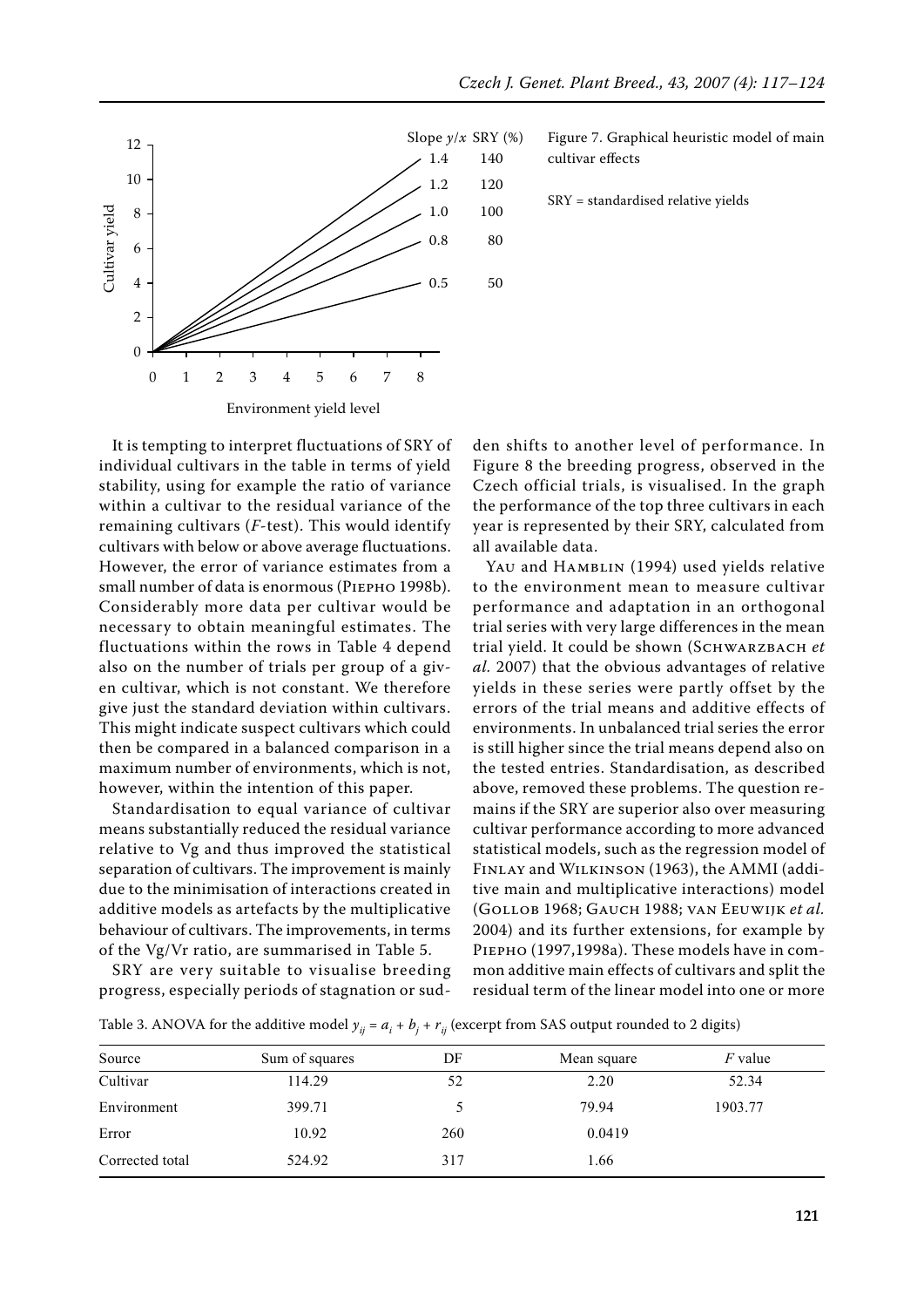Figure 7. Graphical heuristic model of main cultivar effects

SRY = standardised relative yields

It is tempting to interpret fluctuations of SRY of individual cultivars in the table in terms of yield stability, using for example the ratio of variance within a cultivar to the residual variance of the remaining cultivars (*F*-test). This would identify cultivars with below or above average fluctuations. However, the error of variance estimates from a small number of data is enormous (Piepho 1998b). Considerably more data per cultivar would be necessary to obtain meaningful estimates. The fluctuations within the rows in Table 4 depend also on the number of trials per group of a given cultivar, which is not constant. We therefore give just the standard deviation within cultivars. This might indicate suspect cultivars which could then be compared in a balanced comparison in a maximum number of environments, which is not, however, within the intention of this paper.

Standardisation to equal variance of cultivar means substantially reduced the residual variance relative to Vg and thus improved the statistical separation of cultivars. The improvement is mainly due to the minimisation of interactions created in additive models as artefacts by the multiplicative behaviour of cultivars. The improvements, in terms of the Vg/Vr ratio, are summarised in Table 5.

SRY are very suitable to visualise breeding progress, especially periods of stagnation or sudden shifts to another level of performance. In Figure 8 the breeding progress, observed in the Czech official trials, is visualised. In the graph the performance of the top three cultivars in each year is represented by their SRY, calculated from all available data.

Yau and Hamblin (1994) used yields relative to the environment mean to measure cultivar performance and adaptation in an orthogonal trial series with very large differences in the mean trial yield. It could be shown (Schwarzbach *et al.* 2007) that the obvious advantages of relative yields in these series were partly offset by the errors of the trial means and additive effects of environments. In unbalanced trial series the error is still higher since the trial means depend also on the tested entries. Standardisation, as described above, removed these problems. The question remains if the SRY are superior also over measuring cultivar performance according to more advanced statistical models, such as the regression model of Finlay and Wilkinson (1963), the AMMI (additive main and multiplicative interactions) model (Gollob 1968; Gauch 1988; van Eeuwijk *et al.* 2004) and its further extensions, for example by Piepho (1997,1998a). These models have in common additive main effects of cultivars and split the residual term of the linear model into one or more

Table 3. ANOVA for the additive model $y_{ij} = a_i + b_j + r_{ij}$ (excerpt from SAS output rounded to 2 digits)

| Source | Sum of squares | DF | Mean square | *F* value |
|---|---|---|---|---|
| Cultivar | 114.29 | 52 | 2.20 | 52.34 |
| Environment | 399.71 | 5 | 79.94 | 1903.77 |
| Error | 10.92 | 260 | 0.0419 | |
| Corrected total | 524.92 | 317 | 1.66 | |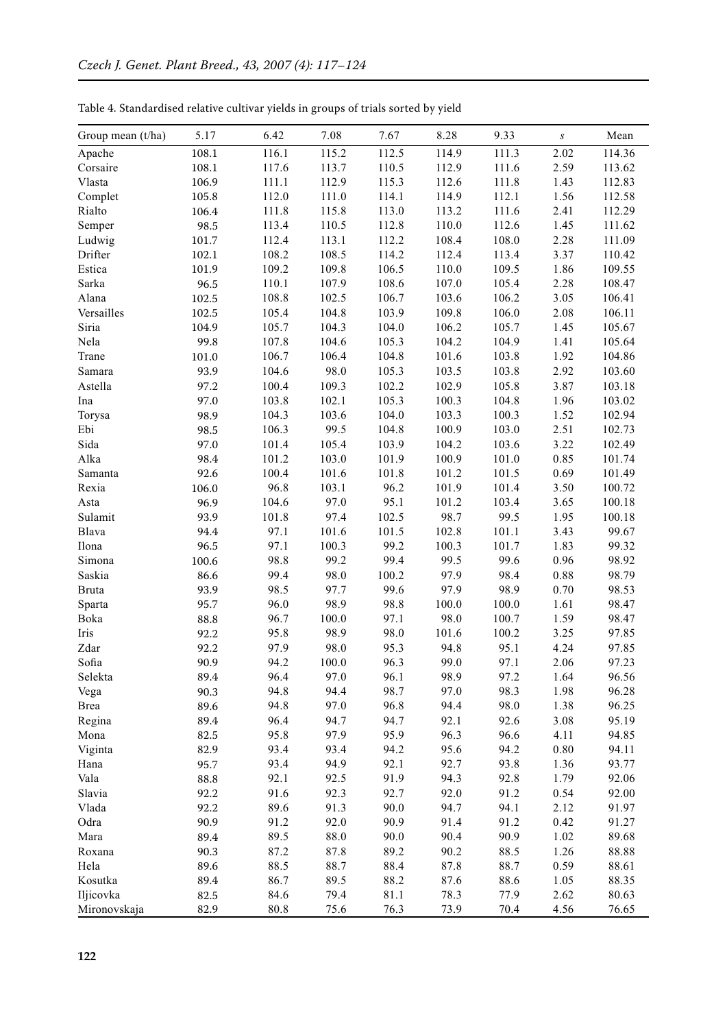Table 4. Standardised relative cultivar yields in groups of trials sorted by yield

| Group mean (t/ha) | 5.17 | 6.42 | 7.08 | 7.67 | 8.28 | 9.33 | $s$ | Mean |
|---|---|---|---|---|---|---|---|---|
| Apache | 108.1 | 116.1 | 115.2 | 112.5 | 114.9 | 111.3 | 2.02 | 114.36 |
| Corsaire | 108.1 | 117.6 | 113.7 | 110.5 | 112.9 | 111.6 | 2.59 | 113.62 |
| Vlasta | 106.9 | 111.1 | 112.9 | 115.3 | 112.6 | 111.8 | 1.43 | 112.83 |
| Complet | 105.8 | 112.0 | 111.0 | 114.1 | 114.9 | 112.1 | 1.56 | 112.58 |
| Rialto | 106.4 | 111.8 | 115.8 | 113.0 | 113.2 | 111.6 | 2.41 | 112.29 |
| Semper | 98.5 | 113.4 | 110.5 | 112.8 | 110.0 | 112.6 | 1.45 | 111.62 |
| Ludwig | 101.7 | 112.4 | 113.1 | 112.2 | 108.4 | 108.0 | 2.28 | 111.09 |
| Drifter | 102.1 | 108.2 | 108.5 | 114.2 | 112.4 | 113.4 | 3.37 | 110.42 |
| Estica | 101.9 | 109.2 | 109.8 | 106.5 | 110.0 | 109.5 | 1.86 | 109.55 |
| Sarka | 96.5 | 110.1 | 107.9 | 108.6 | 107.0 | 105.4 | 2.28 | 108.47 |
| Alana | 102.5 | 108.8 | 102.5 | 106.7 | 103.6 | 106.2 | 3.05 | 106.41 |
| Versailles | 102.5 | 105.4 | 104.8 | 103.9 | 109.8 | 106.0 | 2.08 | 106.11 |
| Siria | 104.9 | 105.7 | 104.3 | 104.0 | 106.2 | 105.7 | 1.45 | 105.67 |
| Nela | 99.8 | 107.8 | 104.6 | 105.3 | 104.2 | 104.9 | 1.41 | 105.64 |
| Trane | 101.0 | 106.7 | 106.4 | 104.8 | 101.6 | 103.8 | 1.92 | 104.86 |
| Samara | 93.9 | 104.6 | 98.0 | 105.3 | 103.5 | 103.8 | 2.92 | 103.60 |
| Astella | 97.2 | 100.4 | 109.3 | 102.2 | 102.9 | 105.8 | 3.87 | 103.18 |
| Ina | 97.0 | 103.8 | 102.1 | 105.3 | 100.3 | 104.8 | 1.96 | 103.02 |
| Torysa | 98.9 | 104.3 | 103.6 | 104.0 | 103.3 | 100.3 | 1.52 | 102.94 |
| Ebi | 98.5 | 106.3 | 99.5 | 104.8 | 100.9 | 103.0 | 2.51 | 102.73 |
| Sida | 97.0 | 101.4 | 105.4 | 103.9 | 104.2 | 103.6 | 3.22 | 102.49 |
| Alka | 98.4 | 101.2 | 103.0 | 101.9 | 100.9 | 101.0 | 0.85 | 101.74 |
| Samanta | 92.6 | 100.4 | 101.6 | 101.8 | 101.2 | 101.5 | 0.69 | 101.49 |
| Rexia | 106.0 | 96.8 | 103.1 | 96.2 | 101.9 | 101.4 | 3.50 | 100.72 |
| Asta | 96.9 | 104.6 | 97.0 | 95.1 | 101.2 | 103.4 | 3.65 | 100.18 |
| Sulamit | 93.9 | 101.8 | 97.4 | 102.5 | 98.7 | 99.5 | 1.95 | 100.18 |
| Blava | 94.4 | 97.1 | 101.6 | 101.5 | 102.8 | 101.1 | 3.43 | 99.67 |
| Ilona | 96.5 | 97.1 | 100.3 | 99.2 | 100.3 | 101.7 | 1.83 | 99.32 |
| Simona | 100.6 | 98.8 | 99.2 | 99.4 | 99.5 | 99.6 | 0.96 | 98.92 |
| Saskia | 86.6 | 99.4 | 98.0 | 100.2 | 97.9 | 98.4 | 0.88 | 98.79 |
| Bruta | 93.9 | 98.5 | 97.7 | 99.6 | 97.9 | 98.9 | 0.70 | 98.53 |
| Sparta | 95.7 | 96.0 | 98.9 | 98.8 | 100.0 | 100.0 | 1.61 | 98.47 |
| Boka | 88.8 | 96.7 | 100.0 | 97.1 | 98.0 | 100.7 | 1.59 | 98.47 |
| Iris | 92.2 | 95.8 | 98.9 | 98.0 | 101.6 | 100.2 | 3.25 | 97.85 |
| Zdar | 92.2 | 97.9 | 98.0 | 95.3 | 94.8 | 95.1 | 4.24 | 97.85 |
| Sofia | 90.9 | 94.2 | 100.0 | 96.3 | 99.0 | 97.1 | 2.06 | 97.23 |
| Selekta | 89.4 | 96.4 | 97.0 | 96.1 | 98.9 | 97.2 | 1.64 | 96.56 |
| Vega | 90.3 | 94.8 | 94.4 | 98.7 | 97.0 | 98.3 | 1.98 | 96.28 |
| Brea | 89.6 | 94.8 | 97.0 | 96.8 | 94.4 | 98.0 | 1.38 | 96.25 |
| Regina | 89.4 | 96.4 | 94.7 | 94.7 | 92.1 | 92.6 | 3.08 | 95.19 |
| Mona | 82.5 | 95.8 | 97.9 | 95.9 | 96.3 | 96.6 | 4.11 | 94.85 |
| Viginta | 82.9 | 93.4 | 93.4 | 94.2 | 95.6 | 94.2 | 0.80 | 94.11 |
| Hana | 95.7 | 93.4 | 94.9 | 92.1 | 92.7 | 93.8 | 1.36 | 93.77 |
| Vala | 88.8 | 92.1 | 92.5 | 91.9 | 94.3 | 92.8 | 1.79 | 92.06 |
| Slavia | 92.2 | 91.6 | 92.3 | 92.7 | 92.0 | 91.2 | 0.54 | 92.00 |
| Vlada | 92.2 | 89.6 | 91.3 | 90.0 | 94.7 | 94.1 | 2.12 | 91.97 |
| Odra | 90.9 | 91.2 | 92.0 | 90.9 | 91.4 | 91.2 | 0.42 | 91.27 |
| Mara | 89.4 | 89.5 | 88.0 | 90.0 | 90.4 | 90.9 | 1.02 | 89.68 |
| Roxana | 90.3 | 87.2 | 87.8 | 89.2 | 90.2 | 88.5 | 1.26 | 88.88 |
| Hela | 89.6 | 88.5 | 88.7 | 88.4 | 87.8 | 88.7 | 0.59 | 88.61 |
| Kosutka | 89.4 | 86.7 | 89.5 | 88.2 | 87.6 | 88.6 | 1.05 | 88.35 |
| Iljicovka | 82.5 | 84.6 | 79.4 | 81.1 | 78.3 | 77.9 | 2.62 | 80.63 |
| Mironovskaja | 82.9 | 80.8 | 75.6 | 76.3 | 73.9 | 70.4 | 4.56 | 76.65 |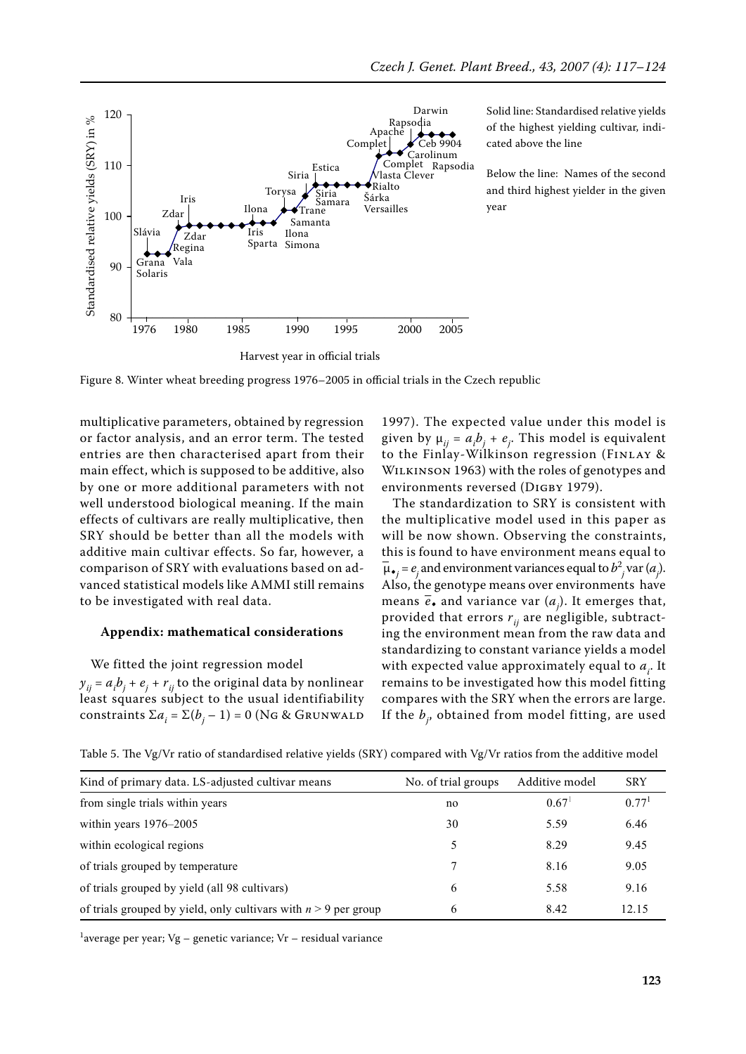Solid line: Standardised relative yields of the highest yielding cultivar, indicated above the line

Below the line: Names of the second and third highest yielder in the given year

Figure 8. Winter wheat breeding progress 1976–2005 in official trials in the Czech republic

multiplicative parameters, obtained by regression or factor analysis, and an error term. The tested entries are then characterised apart from their main effect, which is supposed to be additive, also by one or more additional parameters with not well understood biological meaning. If the main effects of cultivars are really multiplicative, then SRY should be better than all the models with additive main cultivar effects. So far, however, a comparison of SRY with evaluations based on advanced statistical models like AMMI still remains to be investigated with real data.

#### Appendix: mathematical considerations

We fitted the joint regression model $y_{ij} = a_i b_j + e_j + r_{ij}$ to the original data by nonlinear least squares subject to the usual identifiability constraints $\Sigma a_i = \Sigma(b_j - 1) = 0$ (Ng & Grunwald 1997). The expected value under this model is given by $\mu_{ij} = a_i b_j + e_j$. This model is equivalent to the Finlay-Wilkinson regression (Finlay & Wilkinson 1963) with the roles of genotypes and environments reversed (Digby 1979).

The standardization to SRY is consistent with the multiplicative model used in this paper as will be now shown. Observing the constraints, this is found to have environment means equal to $\bar{\mu}_{\bullet j} = e_j$ and environment variances equal to $b_j^2 \text{ var}(a_i)$. Also, the genotype means over environments have means $\bar{e}_{\bullet}$ and variance var $(a_i)$. It emerges that, provided that errors $r_{ij}$ are negligible, subtracting the environment mean from the raw data and standardizing to constant variance yields a model with expected value approximately equal to $a_i$. It remains to be investigated how this model fitting compares with the SRY when the errors are large. If the $b_j$, obtained from model fitting, are used

Table 5. The Vg/Vr ratio of standardised relative yields (SRY) compared with Vg/Vr ratios from the additive model

| Kind of primary data. LS-adjusted cultivar means | No. of trial groups | Additive model | SRY |
|---|---|---|---|
| from single trials within years | no | 0.67[1] | 0.77[1] |
| within years 1976–2005 | 30 | 5.59 | 6.46 |
| within ecological regions | 5 | 8.29 | 9.45 |
| of trials grouped by temperature | 7 | 8.16 | 9.05 |
| of trials grouped by yield (all 98 cultivars) | 6 | 5.58 | 9.16 |
| of trials grouped by yield, only cultivars with $n > 9$ per group | 6 | 8.42 | 12.15 |

[1]average per year; Vg – genetic variance; Vr – residual variance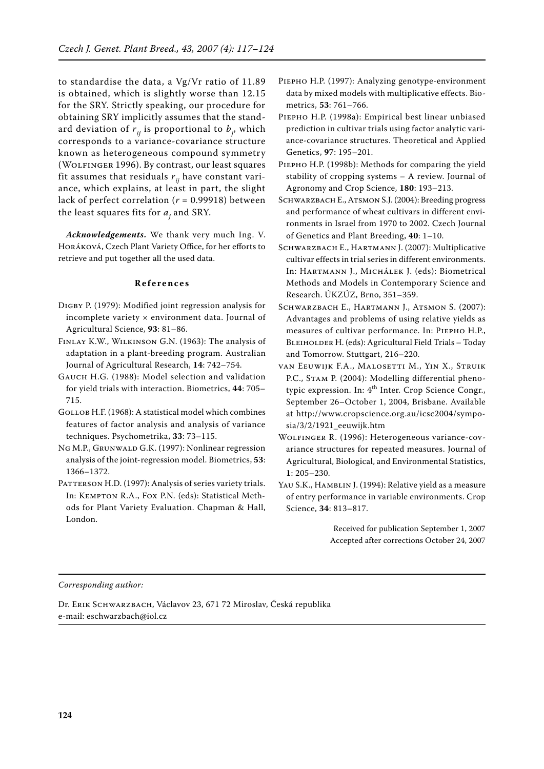to standardise the data, a Vg/Vr ratio of 11.89 is obtained, which is slightly worse than 12.15 for the SRY. Strictly speaking, our procedure for obtaining SRY implicitly assumes that the standard deviation of $r_{ij}$ is proportional to $b_j$, which corresponds to a variance-covariance structure known as heterogeneous compound symmetry (Wolfinger 1996). By contrast, our least squares fit assumes that residuals $r_{ij}$ have constant variance, which explains, at least in part, the slight lack of perfect correlation ($r = 0.99918$) between the least squares fits for $a_j$ and SRY.

***Acknowledgements.*** We thank very much Ing. V. Horáková, Czech Plant Variety Office, for her efforts to retrieve and put together all the used data.

## References

Digby P. (1979): Modified joint regression analysis for incomplete variety × environment data. Journal of Agricultural Science, **93**: 81–86.

Finlay K.W., Wilkinson G.N. (1963): The analysis of adaptation in a plant-breeding program. Australian Journal of Agricultural Research, **14**: 742–754.

Gauch H.G. (1988): Model selection and validation for yield trials with interaction. Biometrics, **44**: 705–715.

Gollob H.F. (1968): A statistical model which combines features of factor analysis and analysis of variance techniques. Psychometrika, **33**: 73–115.

Ng M.P., Grunwald G.K. (1997): Nonlinear regression analysis of the joint-regression model. Biometrics, **53**: 1366–1372.

Patterson H.D. (1997): Analysis of series variety trials. In: Kempton R.A., Fox P.N. (eds): Statistical Methods for Plant Variety Evaluation. Chapman & Hall, London.

Piepho H.P. (1997): Analyzing genotype-environment data by mixed models with multiplicative effects. Biometrics, **53**: 761–766.

Piepho H.P. (1998a): Empirical best linear unbiased prediction in cultivar trials using factor analytic variance-covariance structures. Theoretical and Applied Genetics, **97**: 195–201.

Piepho H.P. (1998b): Methods for comparing the yield stability of cropping systems – A review. Journal of Agronomy and Crop Science, **180**: 193–213.

Schwarzbach E., Atsmon S.J. (2004): Breeding progress and performance of wheat cultivars in different environments in Israel from 1970 to 2002. Czech Journal of Genetics and Plant Breeding, **40**: 1–10.

Schwarzbach E., Hartmann J. (2007): Multiplicative cultivar effects in trial series in different environments. In: Hartmann J., Michálek J. (eds): Biometrical Methods and Models in Contemporary Science and Research. ÚKZÚZ, Brno, 351–359.

Schwarzbach E., Hartmann J., Atsmon S. (2007): Advantages and problems of using relative yields as measures of cultivar performance. In: Piepho H.P., Bleiholder H. (eds): Agricultural Field Trials – Today and Tomorrow. Stuttgart, 216–220.

van Eeuwijk F.A., Malosetti M., Yin X., Struik P.C., Stam P. (2004): Modelling differential phenotypic expression. In: 4th Inter. Crop Science Congr., September 26–October 1, 2004, Brisbane. Available at http://www.cropscience.org.au/icsc2004/symposia/3/2/1921_eeuwijk.htm

Wolfinger R. (1996): Heterogeneous variance-covariance structures for repeated measures. Journal of Agricultural, Biological, and Environmental Statistics, **1**: 205–230.

Yau S.K., Hamblin J. (1994): Relative yield as a measure of entry performance in variable environments. Crop Science, **34**: 813–817.

Received for publication September 1, 2007
Accepted after corrections October 24, 2007

*Corresponding author:*

Dr. Erik Schwarzbach, Václavov 23, 671 72 Miroslav, Česká republika
e-mail: eschwarzbach@iol.cz